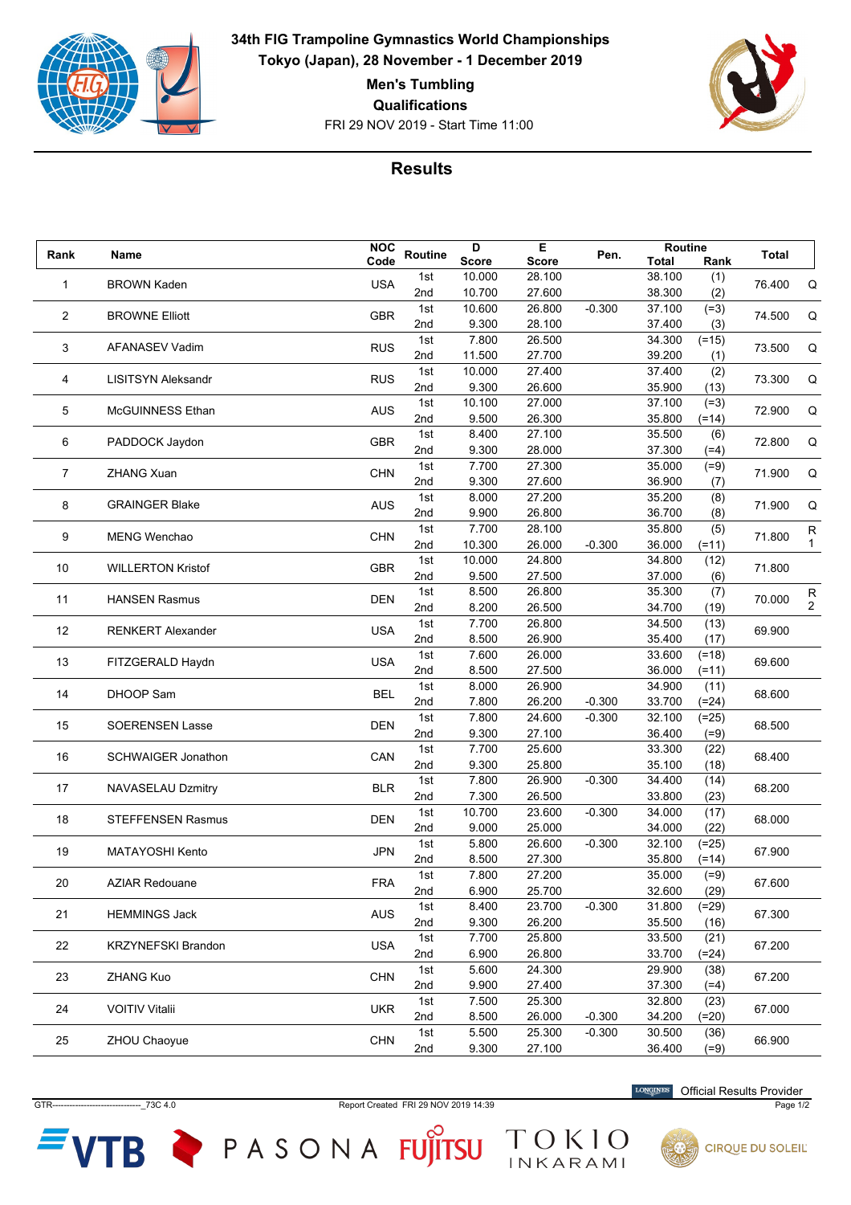# 34th FIG Trampoline Gymnastics World Championships

**Tokyo (Japan), 28 November - 1 December 2019**

**Men's Tumbling**

**Qualifications**

FRI 29 NOV 2019 - Start Time 11:00

## Results

| Rank | Name | NOC Code | Routine | D Score | E Score | Pen. | Routine Total | Routine Rank | Total | |
|---|---|---|---|---|---|---|---|---|---|---|
| 1 | BROWN Kaden | USA | 1st | 10.000 | 28.100 | | 38.100 | (1) | 76.400 | Q |
| | | | 2nd | 10.700 | 27.600 | | 38.300 | (2) | | |
| 2 | BROWNE Elliott | GBR | 1st | 10.600 | 26.800 | -0.300 | 37.100 | (=3) | 74.500 | Q |
| | | | 2nd | 9.300 | 28.100 | | 37.400 | (3) | | |
| 3 | AFANASEV Vadim | RUS | 1st | 7.800 | 26.500 | | 34.300 | (=15) | 73.500 | Q |
| | | | 2nd | 11.500 | 27.700 | | 39.200 | (1) | | |
| 4 | LISITSYN Aleksandr | RUS | 1st | 10.000 | 27.400 | | 37.400 | (2) | 73.300 | Q |
| | | | 2nd | 9.300 | 26.600 | | 35.900 | (13) | | |
| 5 | McGUINNESS Ethan | AUS | 1st | 10.100 | 27.000 | | 37.100 | (=3) | 72.900 | Q |
| | | | 2nd | 9.500 | 26.300 | | 35.800 | (=14) | | |
| 6 | PADDOCK Jaydon | GBR | 1st | 8.400 | 27.100 | | 35.500 | (6) | 72.800 | Q |
| | | | 2nd | 9.300 | 28.000 | | 37.300 | (=4) | | |
| 7 | ZHANG Xuan | CHN | 1st | 7.700 | 27.300 | | 35.000 | (=9) | 71.900 | Q |
| | | | 2nd | 9.300 | 27.600 | | 36.900 | (7) | | |
| 8 | GRAINGER Blake | AUS | 1st | 8.000 | 27.200 | | 35.200 | (8) | 71.900 | Q |
| | | | 2nd | 9.900 | 26.800 | | 36.700 | (8) | | |
| 9 | MENG Wenchao | CHN | 1st | 7.700 | 28.100 | | 35.800 | (5) | 71.800 | R 1 |
| | | | 2nd | 10.300 | 26.000 | -0.300 | 36.000 | (=11) | | |
| 10 | WILLERTON Kristof | GBR | 1st | 10.000 | 24.800 | | 34.800 | (12) | 71.800 | |
| | | | 2nd | 9.500 | 27.500 | | 37.000 | (6) | | |
| 11 | HANSEN Rasmus | DEN | 1st | 8.500 | 26.800 | | 35.300 | (7) | 70.000 | R 2 |
| | | | 2nd | 8.200 | 26.500 | | 34.700 | (19) | | |
| 12 | RENKERT Alexander | USA | 1st | 7.700 | 26.800 | | 34.500 | (13) | 69.900 | |
| | | | 2nd | 8.500 | 26.900 | | 35.400 | (17) | | |
| 13 | FITZGERALD Haydn | USA | 1st | 7.600 | 26.000 | | 33.600 | (=18) | 69.600 | |
| | | | 2nd | 8.500 | 27.500 | | 36.000 | (=11) | | |
| 14 | DHOOP Sam | BEL | 1st | 8.000 | 26.900 | | 34.900 | (11) | 68.600 | |
| | | | 2nd | 7.800 | 26.200 | -0.300 | 33.700 | (=24) | | |
| 15 | SOERENSEN Lasse | DEN | 1st | 7.800 | 24.600 | -0.300 | 32.100 | (=25) | 68.500 | |
| | | | 2nd | 9.300 | 27.100 | | 36.400 | (=9) | | |
| 16 | SCHWAIGER Jonathon | CAN | 1st | 7.700 | 25.600 | | 33.300 | (22) | 68.400 | |
| | | | 2nd | 9.300 | 25.800 | | 35.100 | (18) | | |
| 17 | NAVASELAU Dzmitry | BLR | 1st | 7.800 | 26.900 | -0.300 | 34.400 | (14) | 68.200 | |
| | | | 2nd | 7.300 | 26.500 | | 33.800 | (23) | | |
| 18 | STEFFENSEN Rasmus | DEN | 1st | 10.700 | 23.600 | -0.300 | 34.000 | (17) | 68.000 | |
| | | | 2nd | 9.000 | 25.000 | | 34.000 | (22) | | |
| 19 | MATAYOSHI Kento | JPN | 1st | 5.800 | 26.600 | -0.300 | 32.100 | (=25) | 67.900 | |
| | | | 2nd | 8.500 | 27.300 | | 35.800 | (=14) | | |
| 20 | AZIAR Redouane | FRA | 1st | 7.800 | 27.200 | | 35.000 | (=9) | 67.600 | |
| | | | 2nd | 6.900 | 25.700 | | 32.600 | (29) | | |
| 21 | HEMMINGS Jack | AUS | 1st | 8.400 | 23.700 | -0.300 | 31.800 | (=29) | 67.300 | |
| | | | 2nd | 9.300 | 26.200 | | 35.500 | (16) | | |
| 22 | KRZYNEFSKI Brandon | USA | 1st | 7.700 | 25.800 | | 33.500 | (21) | 67.200 | |
| | | | 2nd | 6.900 | 26.800 | | 33.700 | (=24) | | |
| 23 | ZHANG Kuo | CHN | 1st | 5.600 | 24.300 | | 29.900 | (38) | 67.200 | |
| | | | 2nd | 9.900 | 27.400 | | 37.300 | (=4) | | |
| 24 | VOITIV Vitalii | UKR | 1st | 7.500 | 25.300 | | 32.800 | (23) | 67.000 | |
| | | | 2nd | 8.500 | 26.000 | -0.300 | 34.200 | (=20) | | |
| 25 | ZHOU Chaoyue | CHN | 1st | 5.500 | 25.300 | -0.300 | 30.500 | (36) | 66.900 | |
| | | | 2nd | 9.300 | 27.100 | | 36.400 | (=9) | | |

Official Results Provider

GTR------------------------------------_73C 4.0 Report Created FRI 29 NOV 2019 14:39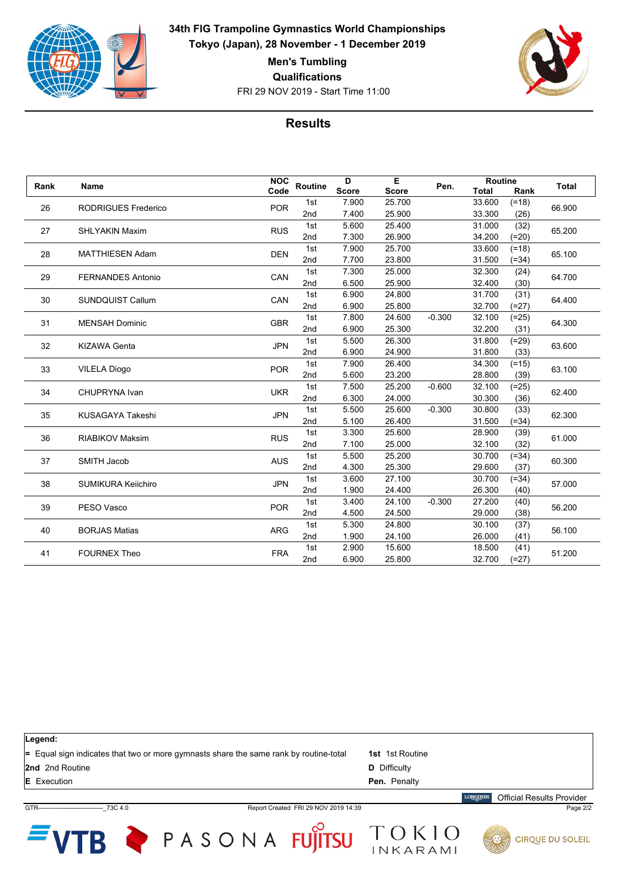# 34th FIG Trampoline Gymnastics World Championships

Tokyo (Japan), 28 November - 1 December 2019

**Men's Tumbling**

**Qualifications**

FRI 29 NOV 2019 - Start Time 11:00

## Results

| Rank | Name | NOC Code | Routine | D Score | E Score | Pen. | Routine Total | Routine Rank | Total |
|---|---|---|---|---|---|---|---|---|---|
| 26 | RODRIGUES Frederico | POR | 1st | 7.900 | 25.700 | | 33.600 | (=18) | 66.900 |
| | | | 2nd | 7.400 | 25.900 | | 33.300 | (26) | |
| 27 | SHLYAKIN Maxim | RUS | 1st | 5.600 | 25.400 | | 31.000 | (32) | 65.200 |
| | | | 2nd | 7.300 | 26.900 | | 34.200 | (=20) | |
| 28 | MATTHIESEN Adam | DEN | 1st | 7.900 | 25.700 | | 33.600 | (=18) | 65.100 |
| | | | 2nd | 7.700 | 23.800 | | 31.500 | (=34) | |
| 29 | FERNANDES Antonio | CAN | 1st | 7.300 | 25.000 | | 32.300 | (24) | 64.700 |
| | | | 2nd | 6.500 | 25.900 | | 32.400 | (30) | |
| 30 | SUNDQUIST Callum | CAN | 1st | 6.900 | 24.800 | | 31.700 | (31) | 64.400 |
| | | | 2nd | 6.900 | 25.800 | | 32.700 | (=27) | |
| 31 | MENSAH Dominic | GBR | 1st | 7.800 | 24.600 | -0.300 | 32.100 | (=25) | 64.300 |
| | | | 2nd | 6.900 | 25.300 | | 32.200 | (31) | |
| 32 | KIZAWA Genta | JPN | 1st | 5.500 | 26.300 | | 31.800 | (=29) | 63.600 |
| | | | 2nd | 6.900 | 24.900 | | 31.800 | (33) | |
| 33 | VILELA Diogo | POR | 1st | 7.900 | 26.400 | | 34.300 | (=15) | 63.100 |
| | | | 2nd | 5.600 | 23.200 | | 28.800 | (39) | |
| 34 | CHUPRYNA Ivan | UKR | 1st | 7.500 | 25.200 | -0.600 | 32.100 | (=25) | 62.400 |
| | | | 2nd | 6.300 | 24.000 | | 30.300 | (36) | |
| 35 | KUSAGAYA Takeshi | JPN | 1st | 5.500 | 25.600 | -0.300 | 30.800 | (33) | 62.300 |
| | | | 2nd | 5.100 | 26.400 | | 31.500 | (=34) | |
| 36 | RIABIKOV Maksim | RUS | 1st | 3.300 | 25.600 | | 28.900 | (39) | 61.000 |
| | | | 2nd | 7.100 | 25.000 | | 32.100 | (32) | |
| 37 | SMITH Jacob | AUS | 1st | 5.500 | 25.200 | | 30.700 | (=34) | 60.300 |
| | | | 2nd | 4.300 | 25.300 | | 29.600 | (37) | |
| 38 | SUMIKURA Keiichiro | JPN | 1st | 3.600 | 27.100 | | 30.700 | (=34) | 57.000 |
| | | | 2nd | 1.900 | 24.400 | | 26.300 | (40) | |
| 39 | PESO Vasco | POR | 1st | 3.400 | 24.100 | -0.300 | 27.200 | (40) | 56.200 |
| | | | 2nd | 4.500 | 24.500 | | 29.000 | (38) | |
| 40 | BORJAS Matias | ARG | 1st | 5.300 | 24.800 | | 30.100 | (37) | 56.100 |
| | | | 2nd | 1.900 | 24.100 | | 26.000 | (41) | |
| 41 | FOURNEX Theo | FRA | 1st | 2.900 | 15.600 | | 18.500 | (41) | 51.200 |
| | | | 2nd | 6.900 | 25.800 | | 32.700 | (=27) | |

**Legend:**

- **=** Equal sign indicates that two or more gymnasts share the same rank by routine-total
- **1st** 1st Routine
- **2nd** 2nd Routine
- **D** Difficulty
- **E** Execution
- **Pen.** Penalty

Official Results Provider

GTR------------------------------_73C 4.0 Report Created FRI 29 NOV 2019 14:39